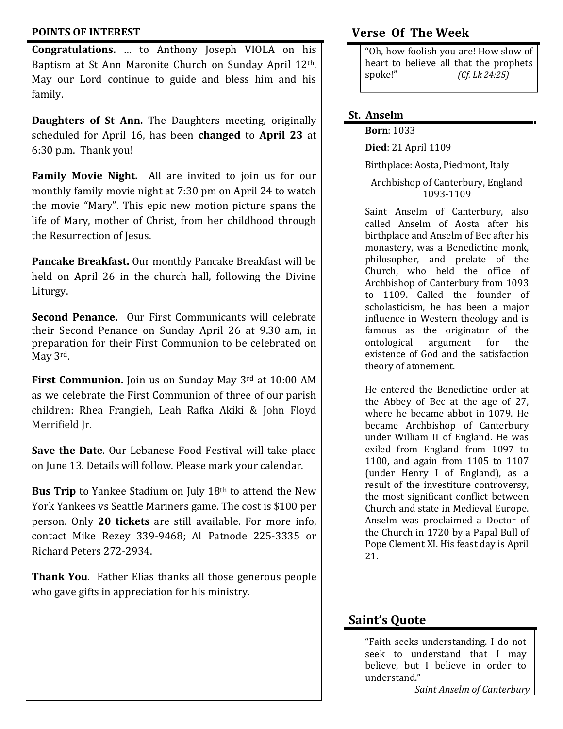## POINTS OF INTEREST

**Congratulations.** … to Anthony Joseph VIOLA on his Baptism at St Ann Maronite Church on Sunday April 12th. May our Lord continue to guide and bless him and his family.

**Daughters of St Ann.** The Daughters meeting, originally scheduled for April 16, has been **changed** to **April 23** at 6:30 p.m. Thank you!

**Family Movie Night.** All are invited to join us for our monthly family movie night at 7:30 pm on April 24 to watch the movie "Mary". This epic new motion picture spans the life of Mary, mother of Christ, from her childhood through the Resurrection of Jesus.

**Pancake Breakfast.** Our monthly Pancake Breakfast will be held on April 26 in the church hall, following the Divine Liturgy.

**Second Penance.** Our First Communicants will celebrate their Second Penance on Sunday April 26 at 9.30 am, in preparation for their First Communion to be celebrated on May 3rd.

**First Communion.** Join us on Sunday May 3rd at 10:00 AM as we celebrate the First Communion of three of our parish children: Rhea Frangieh, Leah Rafka Akiki & John Floyd Merrifield Jr.

**Save the Date**. Our Lebanese Food Festival will take place on June 13. Details will follow. Please mark your calendar.

**Bus Trip** to Yankee Stadium on July 18th to attend the New York Yankees vs Seattle Mariners game. The cost is $100 per person. Only **20 tickets** are still available. For more info, contact Mike Rezey 339-9468; Al Patnode 225-3335 or Richard Peters 272-2934.

**Thank You**. Father Elias thanks all those generous people who gave gifts in appreciation for his ministry.

## Verse Of The Week

"Oh, how foolish you are! How slow of heart to believe all that the prophets spoke!" *(Cf. Lk 24:25)*

## St. Anselm

**Born**: 1033

**Died**: 21 April 1109

Birthplace: Aosta, Piedmont, Italy

Archbishop of Canterbury, England 1093-1109

Saint Anselm of Canterbury, also called Anselm of Aosta after his birthplace and Anselm of Bec after his monastery, was a Benedictine monk, philosopher, and prelate of the Church, who held the office of Archbishop of Canterbury from 1093 to 1109. Called the founder of scholasticism, he has been a major influence in Western theology and is famous as the originator of the ontological argument for the existence of God and the satisfaction theory of atonement.

He entered the Benedictine order at the Abbey of Bec at the age of 27, where he became abbot in 1079. He became Archbishop of Canterbury under William II of England. He was exiled from England from 1097 to 1100, and again from 1105 to 1107 (under Henry I of England), as a result of the investiture controversy, the most significant conflict between Church and state in Medieval Europe. Anselm was proclaimed a Doctor of the Church in 1720 by a Papal Bull of Pope Clement XI. His feast day is April 21.

## Saint's Quote

"Faith seeks understanding. I do not seek to understand that I may believe, but I believe in order to understand."

*Saint Anselm of Canterbury*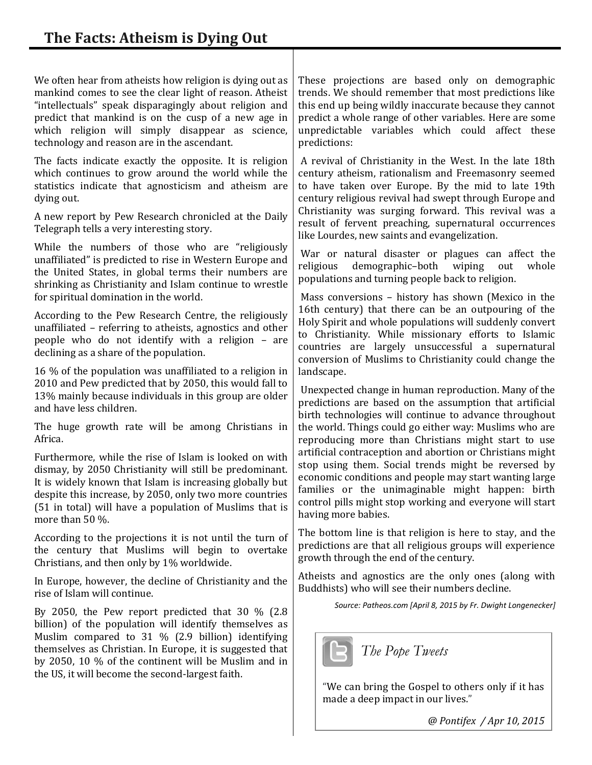# The Facts: Atheism is Dying Out

We often hear from atheists how religion is dying out as mankind comes to see the clear light of reason. Atheist "intellectuals" speak disparagingly about religion and predict that mankind is on the cusp of a new age in which religion will simply disappear as science, technology and reason are in the ascendant.

The facts indicate exactly the opposite. It is religion which continues to grow around the world while the statistics indicate that agnosticism and atheism are dying out.

A new report by Pew Research chronicled at the Daily Telegraph tells a very interesting story.

While the numbers of those who are "religiously unaffiliated" is predicted to rise in Western Europe and the United States, in global terms their numbers are shrinking as Christianity and Islam continue to wrestle for spiritual domination in the world.

According to the Pew Research Centre, the religiously unaffiliated – referring to atheists, agnostics and other people who do not identify with a religion – are declining as a share of the population.

16 % of the population was unaffiliated to a religion in 2010 and Pew predicted that by 2050, this would fall to 13% mainly because individuals in this group are older and have less children.

The huge growth rate will be among Christians in Africa.

Furthermore, while the rise of Islam is looked on with dismay, by 2050 Christianity will still be predominant. It is widely known that Islam is increasing globally but despite this increase, by 2050, only two more countries (51 in total) will have a population of Muslims that is more than 50 %.

According to the projections it is not until the turn of the century that Muslims will begin to overtake Christians, and then only by 1% worldwide.

In Europe, however, the decline of Christianity and the rise of Islam will continue.

By 2050, the Pew report predicted that 30 % (2.8 billion) of the population will identify themselves as Muslim compared to 31 % (2.9 billion) identifying themselves as Christian. In Europe, it is suggested that by 2050, 10 % of the continent will be Muslim and in the US, it will become the second-largest faith.

These projections are based only on demographic trends. We should remember that most predictions like this end up being wildly inaccurate because they cannot predict a whole range of other variables. Here are some unpredictable variables which could affect these predictions:

A revival of Christianity in the West. In the late 18th century atheism, rationalism and Freemasonry seemed to have taken over Europe. By the mid to late 19th century religious revival had swept through Europe and Christianity was surging forward. This revival was a result of fervent preaching, supernatural occurrences like Lourdes, new saints and evangelization.

War or natural disaster or plagues can affect the religious demographic–both wiping out whole populations and turning people back to religion.

Mass conversions – history has shown (Mexico in the 16th century) that there can be an outpouring of the Holy Spirit and whole populations will suddenly convert to Christianity. While missionary efforts to Islamic countries are largely unsuccessful a supernatural conversion of Muslims to Christianity could change the landscape.

Unexpected change in human reproduction. Many of the predictions are based on the assumption that artificial birth technologies will continue to advance throughout the world. Things could go either way: Muslims who are reproducing more than Christians might start to use artificial contraception and abortion or Christians might stop using them. Social trends might be reversed by economic conditions and people may start wanting large families or the unimaginable might happen: birth control pills might stop working and everyone will start having more babies.

The bottom line is that religion is here to stay, and the predictions are that all religious groups will experience growth through the end of the century.

Atheists and agnostics are the only ones (along with Buddhists) who will see their numbers decline.

*Source: Patheos.com [April 8, 2015 by Fr. Dwight Longenecker]*

*The Pope Tweets*

"We can bring the Gospel to others only if it has made a deep impact in our lives."

*@ Pontifex / Apr 10, 2015*